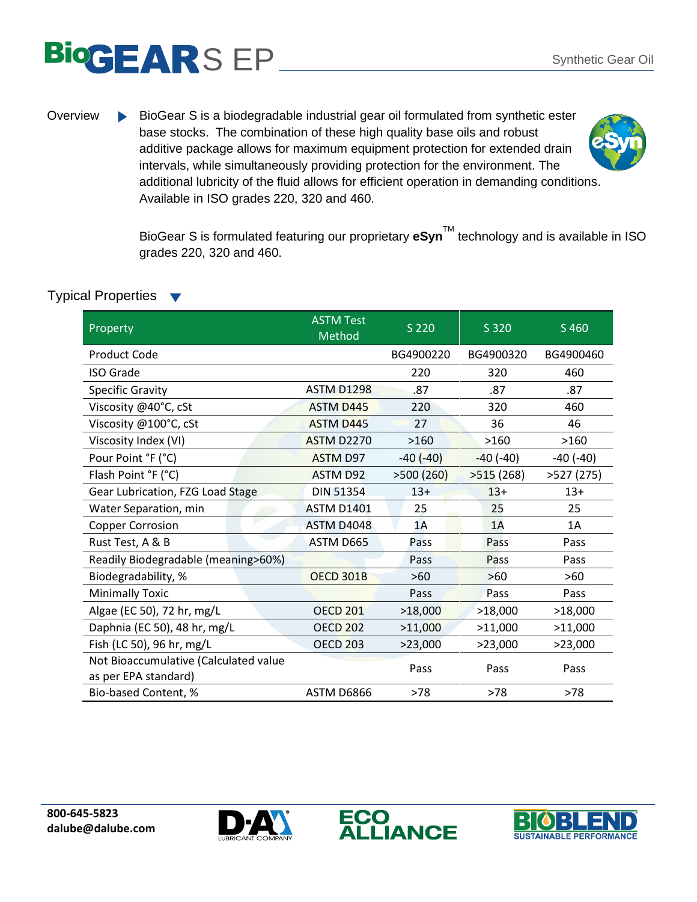# BioGEARS EP

Synthetic Gear Oil

## Overview

BioGear S is a biodegradable industrial gear oil formulated from synthetic ester base stocks. The combination of these high quality base oils and robust additive package allows for maximum equipment protection for extended drain intervals, while simultaneously providing protection for the environment. The additional lubricity of the fluid allows for efficient operation in demanding conditions. Available in ISO grades 220, 320 and 460.

BioGear S is formulated featuring our proprietary **eSyn**™ technology and is available in ISO grades 220, 320 and 460.

## Typical Properties

| Property | ASTM Test Method | S 220 | S 320 | S 460 |
|---|---|---|---|---|
| Product Code | | BG4900220 | BG4900320 | BG4900460 |
| ISO Grade | | 220 | 320 | 460 |
| Specific Gravity | ASTM D1298 | .87 | .87 | .87 |
| Viscosity @40°C, cSt | ASTM D445 | 220 | 320 | 460 |
| Viscosity @100°C, cSt | ASTM D445 | 27 | 36 | 46 |
| Viscosity Index (VI) | ASTM D2270 | >160 | >160 | >160 |
| Pour Point °F (°C) | ASTM D97 | -40 (-40) | -40 (-40) | -40 (-40) |
| Flash Point °F (°C) | ASTM D92 | >500 (260) | >515 (268) | >527 (275) |
| Gear Lubrication, FZG Load Stage | DIN 51354 | 13+ | 13+ | 13+ |
| Water Separation, min | ASTM D1401 | 25 | 25 | 25 |
| Copper Corrosion | ASTM D4048 | 1A | 1A | 1A |
| Rust Test, A & B | ASTM D665 | Pass | Pass | Pass |
| Readily Biodegradable (meaning>60%) | | Pass | Pass | Pass |
| Biodegradability, % | OECD 301B | >60 | >60 | >60 |
| Minimally Toxic | | Pass | Pass | Pass |
| Algae (EC 50), 72 hr, mg/L | OECD 201 | >18,000 | >18,000 | >18,000 |
| Daphnia (EC 50), 48 hr, mg/L | OECD 202 | >11,000 | >11,000 | >11,000 |
| Fish (LC 50), 96 hr, mg/L | OECD 203 | >23,000 | >23,000 | >23,000 |
| Not Bioaccumulative (Calculated value as per EPA standard) | | Pass | Pass | Pass |
| Bio-based Content, % | ASTM D6866 | >78 | >78 | >78 |

**800-645-5823**
**dalube@dalube.com**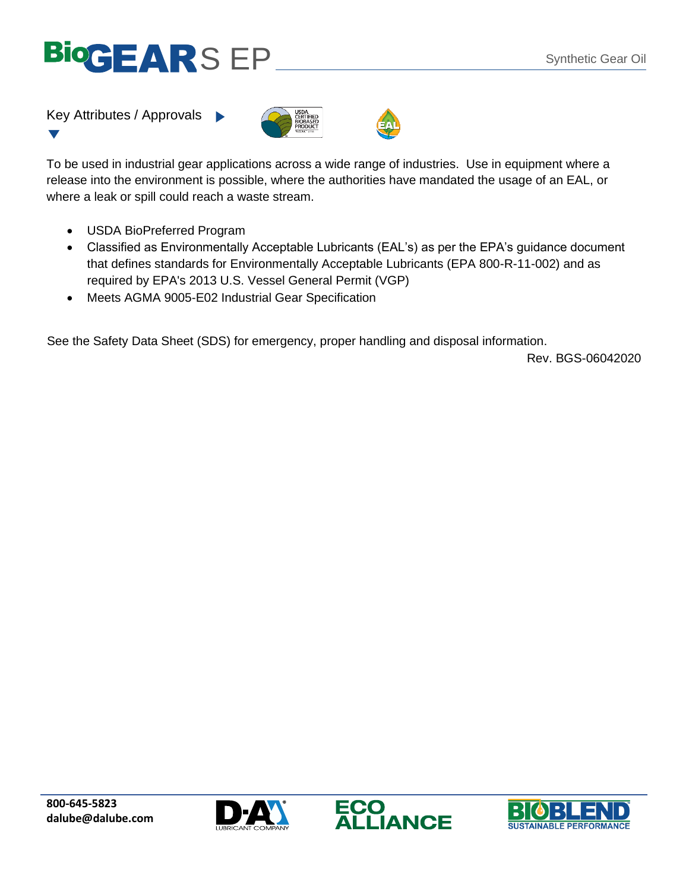# BioGEARS EP

Synthetic Gear Oil

Key Attributes / Approvals

To be used in industrial gear applications across a wide range of industries. Use in equipment where a release into the environment is possible, where the authorities have mandated the usage of an EAL, or where a leak or spill could reach a waste stream.

- USDA BioPreferred Program
- Classified as Environmentally Acceptable Lubricants (EAL's) as per the EPA's guidance document that defines standards for Environmentally Acceptable Lubricants (EPA 800-R-11-002) and as required by EPA's 2013 U.S. Vessel General Permit (VGP)
- Meets AGMA 9005-E02 Industrial Gear Specification

See the Safety Data Sheet (SDS) for emergency, proper handling and disposal information.

Rev. BGS-06042020

**800-645-5823**
**dalube@dalube.com**